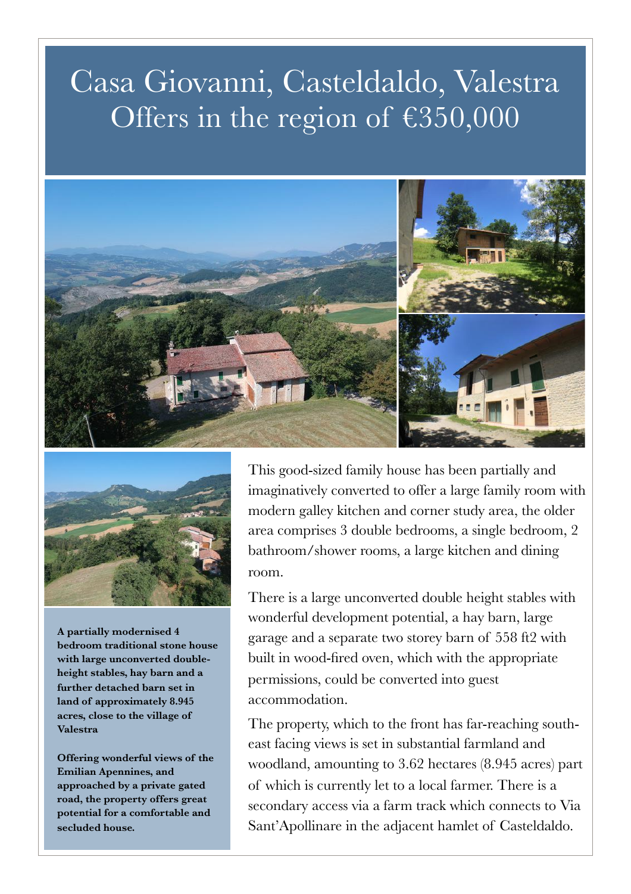# Casa Giovanni, Casteldaldo, Valestra
# Offers in the region of €350,000

**A partially modernised 4 bedroom traditional stone house with large unconverted double-height stables, hay barn and a further detached barn set in land of approximately 8.945 acres, close to the village of Valestra**

**Offering wonderful views of the Emilian Apennines, and approached by a private gated road, the property offers great potential for a comfortable and secluded house.**

This good-sized family house has been partially and imaginatively converted to offer a large family room with modern galley kitchen and corner study area, the older area comprises 3 double bedrooms, a single bedroom, 2 bathroom/shower rooms, a large kitchen and dining room.

There is a large unconverted double height stables with wonderful development potential, a hay barn, large garage and a separate two storey barn of 558 ft2 with built in wood-fired oven, which with the appropriate permissions, could be converted into guest accommodation.

The property, which to the front has far-reaching south-east facing views is set in substantial farmland and woodland, amounting to 3.62 hectares (8.945 acres) part of which is currently let to a local farmer. There is a secondary access via a farm track which connects to Via Sant'Apollinare in the adjacent hamlet of Casteldaldo.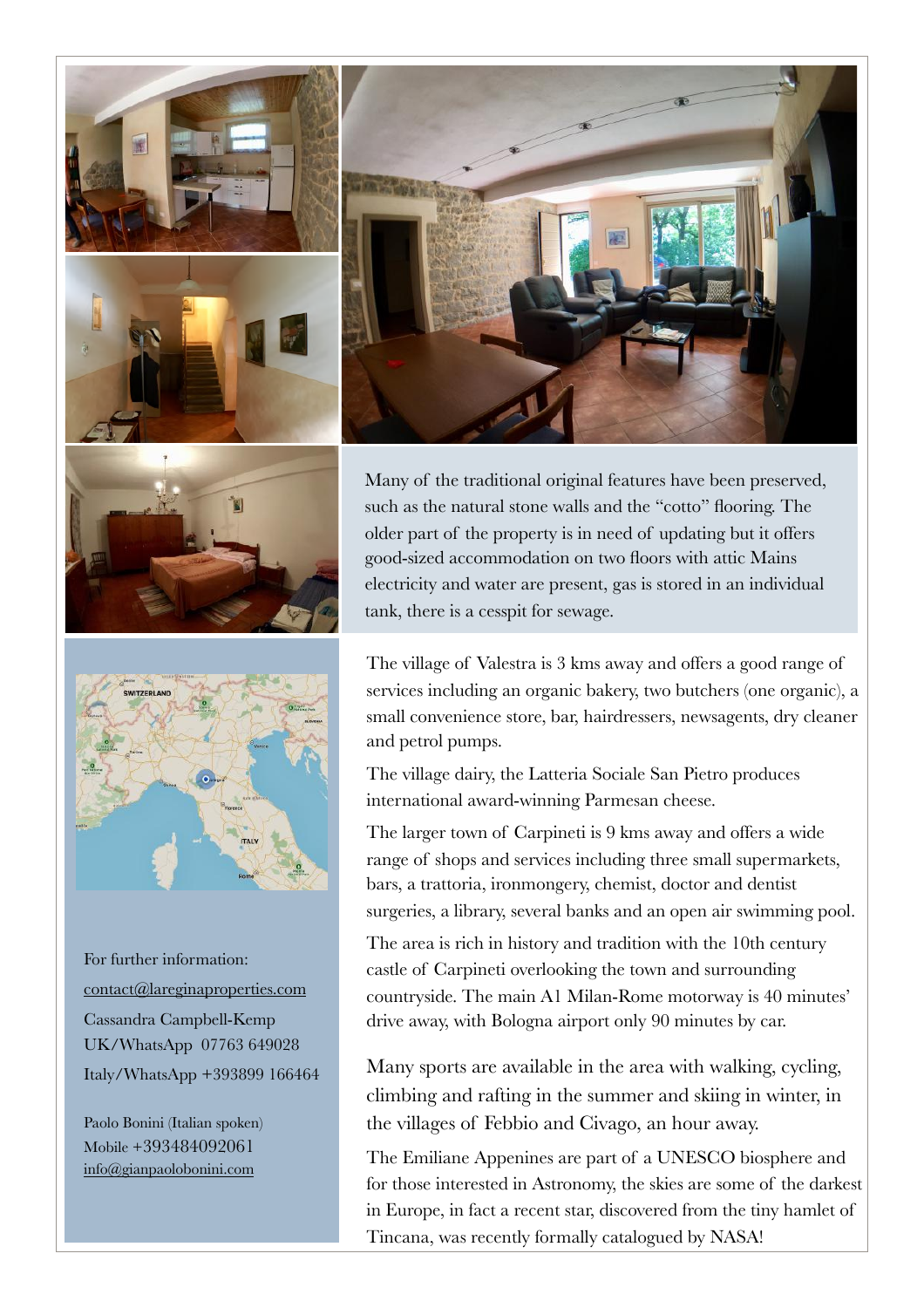Many of the traditional original features have been preserved, such as the natural stone walls and the "cotto" flooring. The older part of the property is in need of updating but it offers good-sized accommodation on two floors with attic Mains electricity and water are present, gas is stored in an individual tank, there is a cesspit for sewage.

For further information:
contact@lareginaproperties.com
Cassandra Campbell-Kemp
UK/WhatsApp 07763 649028
Italy/WhatsApp +393899 166464

Paolo Bonini (Italian spoken)
Mobile +393484092061
info@gianpaolobonini.com

The village of Valestra is 3 kms away and offers a good range of services including an organic bakery, two butchers (one organic), a small convenience store, bar, hairdressers, newsagents, dry cleaner and petrol pumps.

The village dairy, the Latteria Sociale San Pietro produces international award-winning Parmesan cheese.

The larger town of Carpineti is 9 kms away and offers a wide range of shops and services including three small supermarkets, bars, a trattoria, ironmongery, chemist, doctor and dentist surgeries, a library, several banks and an open air swimming pool.

The area is rich in history and tradition with the 10th century castle of Carpineti overlooking the town and surrounding countryside. The main A1 Milan-Rome motorway is 40 minutes' drive away, with Bologna airport only 90 minutes by car.

Many sports are available in the area with walking, cycling, climbing and rafting in the summer and skiing in winter, in the villages of Febbio and Civago, an hour away.

The Emiliane Appenines are part of a UNESCO biosphere and for those interested in Astronomy, the skies are some of the darkest in Europe, in fact a recent star, discovered from the tiny hamlet of Tincana, was recently formally catalogued by NASA!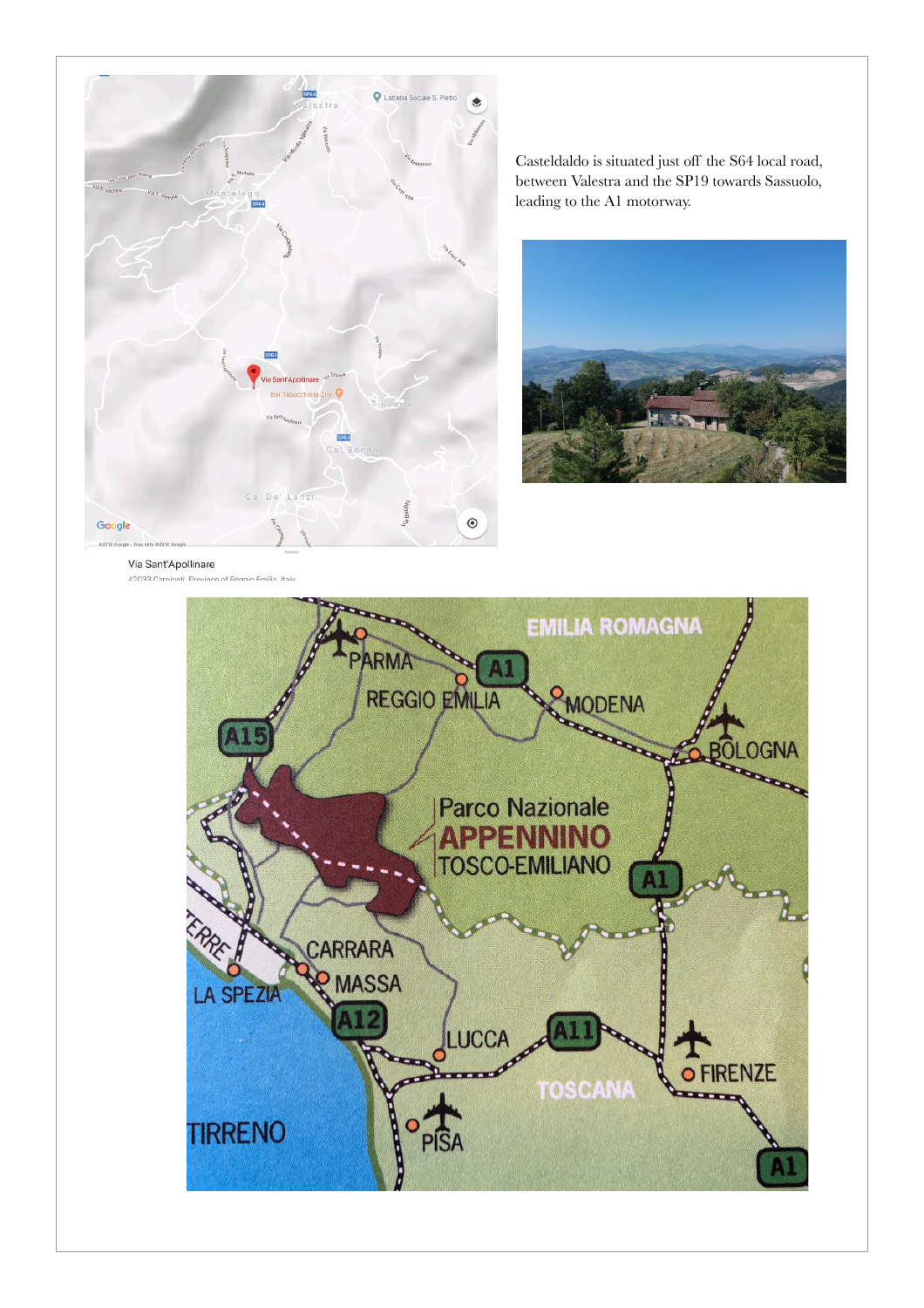Casteldaldo is situated just off the S64 local road, between Valestra and the SP19 towards Sassuolo, leading to the A1 motorway.

Via Sant'Apollinare

42033 Carpineti, Province of Reggio Emilia, Italy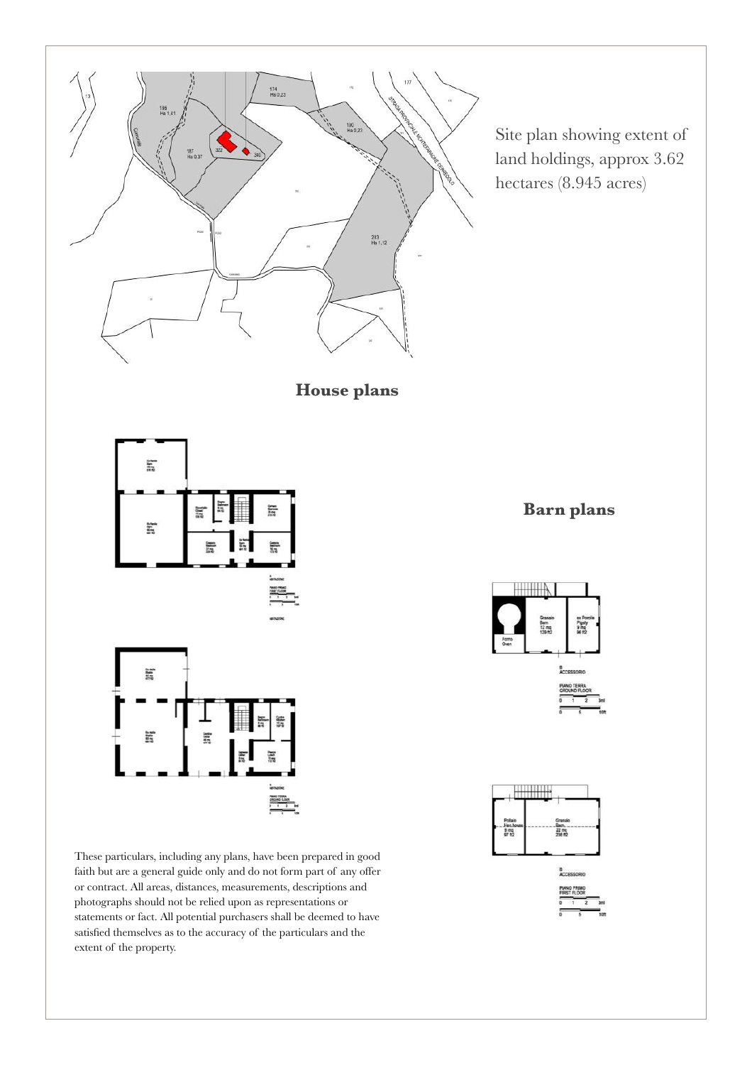Site plan showing extent of land holdings, approx 3.62 hectares (8.945 acres)

## House plans

## Barn plans

These particulars, including any plans, have been prepared in good faith but are a general guide only and do not form part of any offer or contract. All areas, distances, measurements, descriptions and photographs should not be relied upon as representations or statements or fact. All potential purchasers shall be deemed to have satisfied themselves as to the accuracy of the particulars and the extent of the property.